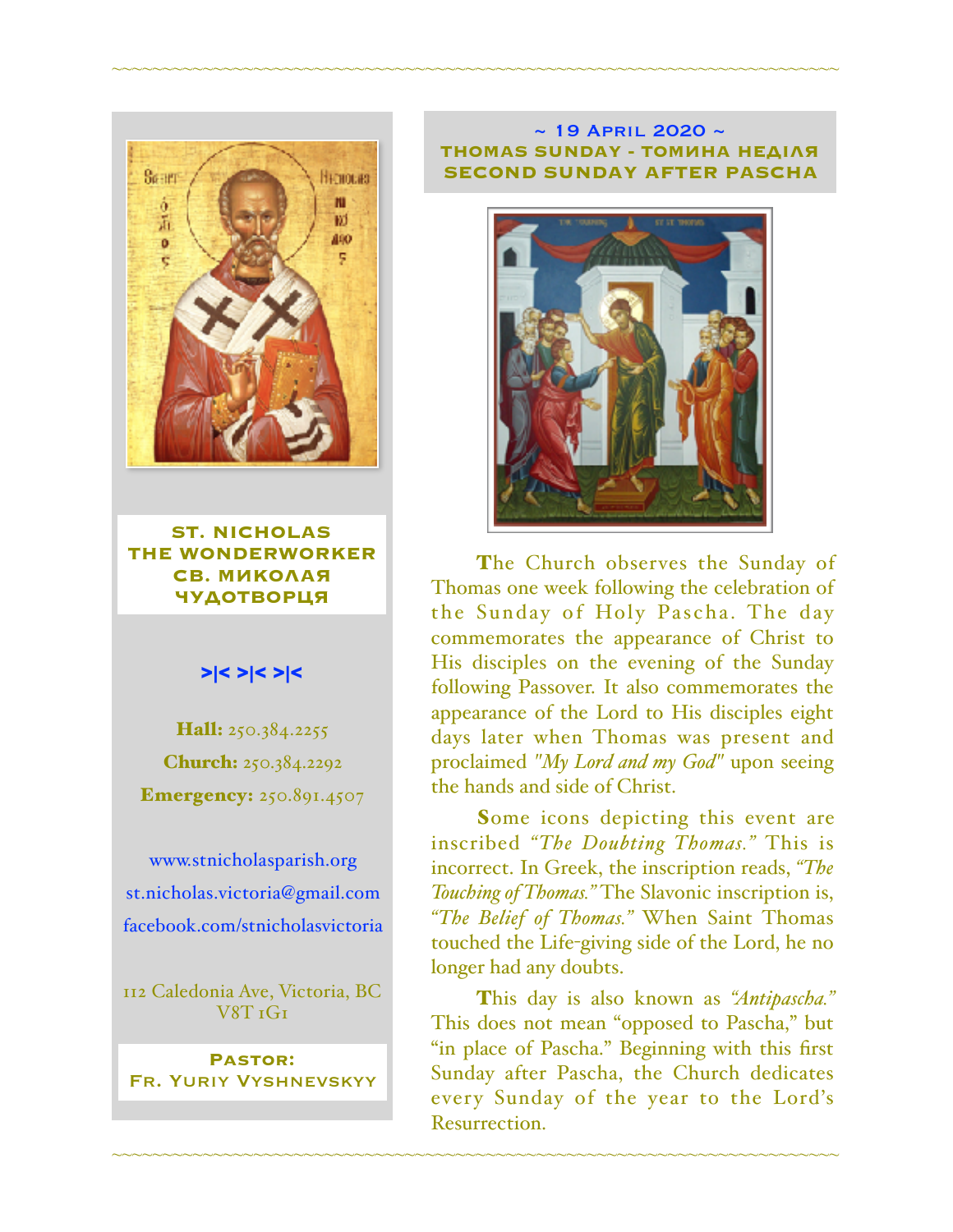**ST. NICHOLAS THE WONDERWORKER**
**СВ. МИКОЛАЯ ЧУДОТВОРЦЯ**

>|< >|< >|<

**Hall:** 250.384.2255

**Church:** 250.384.2292

**Emergency:** 250.891.4507

www.stnicholasparish.org

st.nicholas.victoria@gmail.com

facebook.com/stnicholasvictoria

112 Caledonia Ave, Victoria, BC V8T 1G1

**Pastor:**
**Fr. Yuriy Vyshnevskyy**

## ~ 19 April 2020 ~
## THOMAS SUNDAY - ТОМИНА НЕДІЛЯ
## SECOND SUNDAY AFTER PASCHA

The Church observes the Sunday of Thomas one week following the celebration of the Sunday of Holy Pascha. The day commemorates the appearance of Christ to His disciples on the evening of the Sunday following Passover. It also commemorates the appearance of the Lord to His disciples eight days later when Thomas was present and proclaimed *"My Lord and my God"* upon seeing the hands and side of Christ.

Some icons depicting this event are inscribed *"The Doubting Thomas."* This is incorrect. In Greek, the inscription reads, *"The Touching of Thomas."* The Slavonic inscription is, *"The Belief of Thomas."* When Saint Thomas touched the Life-giving side of the Lord, he no longer had any doubts.

This day is also known as *"Antipascha."* This does not mean "opposed to Pascha," but "in place of Pascha." Beginning with this first Sunday after Pascha, the Church dedicates every Sunday of the year to the Lord's Resurrection.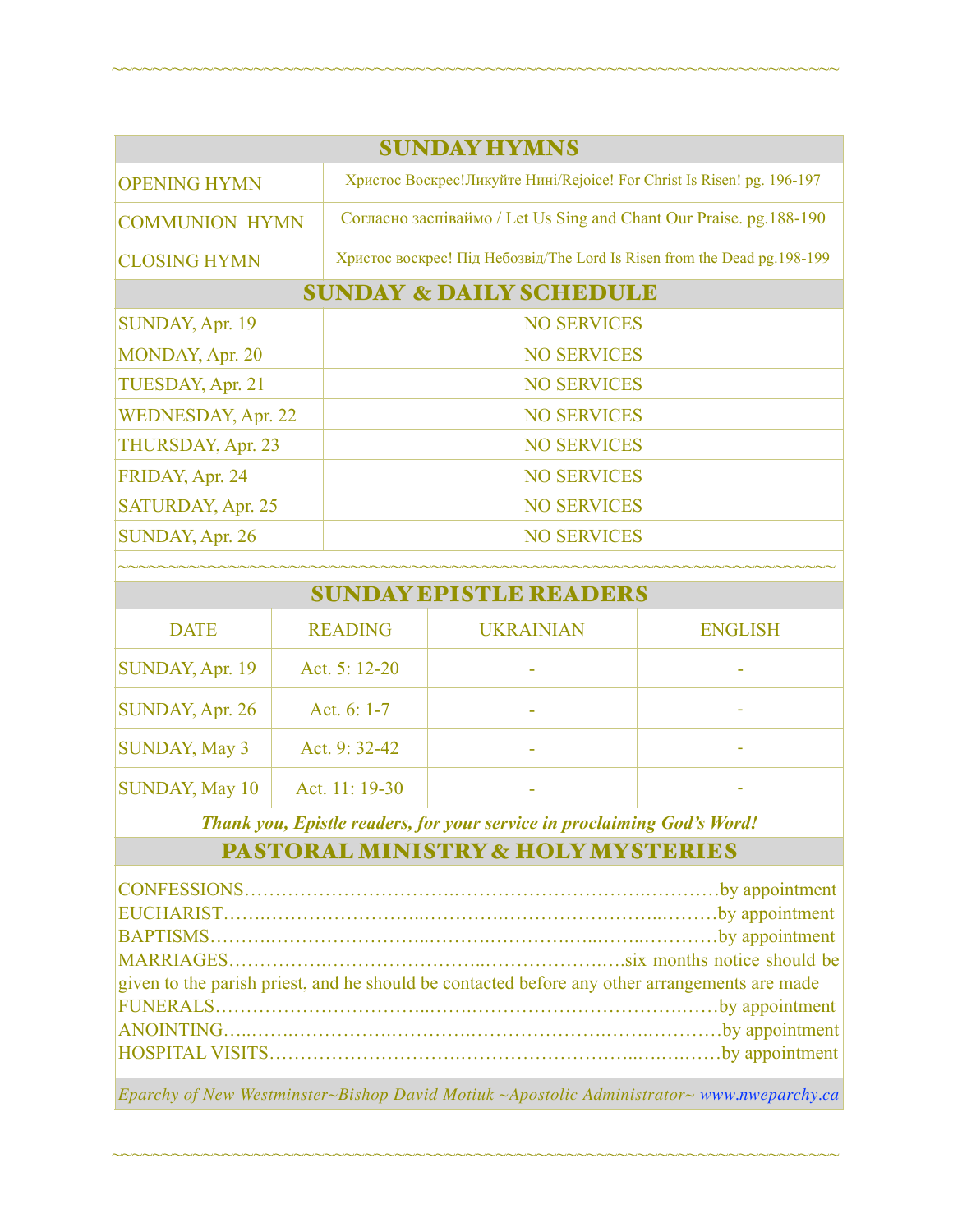## SUNDAY HYMNS

| | |
|---|---|
| OPENING HYMN | Христос Воскрес!Ликуйте Нині/Rejoice! For Christ Is Risen! pg. 196-197 |
| COMMUNION HYMN | Согласно заспіваймо / Let Us Sing and Chant Our Praise. pg.188-190 |
| CLOSING HYMN | Христос воскрес! Під Небозвід/The Lord Is Risen from the Dead pg.198-199 |

## SUNDAY & DAILY SCHEDULE

| | |
|---|---|
| SUNDAY, Apr. 19 | NO SERVICES |
| MONDAY, Apr. 20 | NO SERVICES |
| TUESDAY, Apr. 21 | NO SERVICES |
| WEDNESDAY, Apr. 22 | NO SERVICES |
| THURSDAY, Apr. 23 | NO SERVICES |
| FRIDAY, Apr. 24 | NO SERVICES |
| SATURDAY, Apr. 25 | NO SERVICES |
| SUNDAY, Apr. 26 | NO SERVICES |

~~~~~~~~~~~~~~~~~~~~~~~~~~~~~~~~~~~~~~~~~~~~~~~~~~~~~~~~~~~~~~~~~~~~

## SUNDAY EPISTLE READERS

| DATE | READING | UKRAINIAN | ENGLISH |
|---|---|---|---|
| SUNDAY, Apr. 19 | Act. 5: 12-20 | - | - |
| SUNDAY, Apr. 26 | Act. 6: 1-7 | - | - |
| SUNDAY, May 3 | Act. 9: 32-42 | - | - |
| SUNDAY, May 10 | Act. 11: 19-30 | - | - |

***Thank you, Epistle readers, for your service in proclaiming God's Word!***

## PASTORAL MINISTRY & HOLY MYSTERIES

CONFESSIONS……………………………..……………………….…………by appointment
EUCHARIST……..……………………...………….……………………..………by appointment
BAPTISMS………..……………………...……….…………….…...……..…………by appointment
MARRIAGES…………….…………………….…………………….…six months notice should be given to the parish priest, and he should be contacted before any other arrangements are made
FUNERALS…………………………….....……..………………………….……by appointment
ANOINTING…..……..……………….……………………………….…….…………by appointment
HOSPITAL VISITS………………………….……………………...…….……by appointment

*Eparchy of New Westminster~Bishop David Motiuk ~Apostolic Administrator~ www.nweparchy.ca*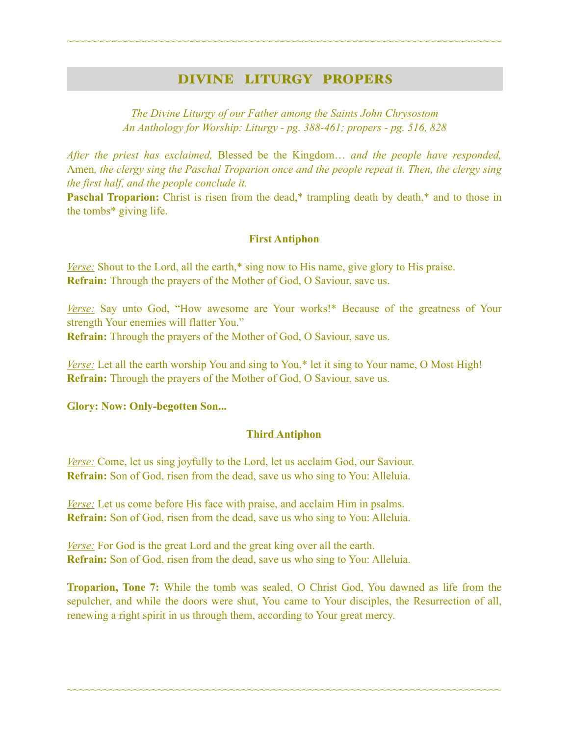## DIVINE LITURGY PROPERS

*The Divine Liturgy of our Father among the Saints John Chrysostom*
*An Anthology for Worship: Liturgy - pg. 388-461; propers - pg. 516, 828*

*After the priest has exclaimed,* Blessed be the Kingdom… *and the people have responded,* Amen*, the clergy sing the Paschal Troparion once and the people repeat it. Then, the clergy sing the first half, and the people conclude it.*

**Paschal Troparion:** Christ is risen from the dead,* trampling death by death,* and to those in the tombs* giving life.

### First Antiphon

*Verse:* Shout to the Lord, all the earth,* sing now to His name, give glory to His praise.
**Refrain:** Through the prayers of the Mother of God, O Saviour, save us.

*Verse:* Say unto God, "How awesome are Your works!* Because of the greatness of Your strength Your enemies will flatter You."
**Refrain:** Through the prayers of the Mother of God, O Saviour, save us.

*Verse:* Let all the earth worship You and sing to You,* let it sing to Your name, O Most High!
**Refrain:** Through the prayers of the Mother of God, O Saviour, save us.

**Glory: Now: Only-begotten Son...**

### Third Antiphon

*Verse:* Come, let us sing joyfully to the Lord, let us acclaim God, our Saviour.
**Refrain:** Son of God, risen from the dead, save us who sing to You: Alleluia.

*Verse:* Let us come before His face with praise, and acclaim Him in psalms.
**Refrain:** Son of God, risen from the dead, save us who sing to You: Alleluia.

*Verse:* For God is the great Lord and the great king over all the earth.
**Refrain:** Son of God, risen from the dead, save us who sing to You: Alleluia.

**Troparion, Tone 7:** While the tomb was sealed, O Christ God, You dawned as life from the sepulcher, and while the doors were shut, You came to Your disciples, the Resurrection of all, renewing a right spirit in us through them, according to Your great mercy.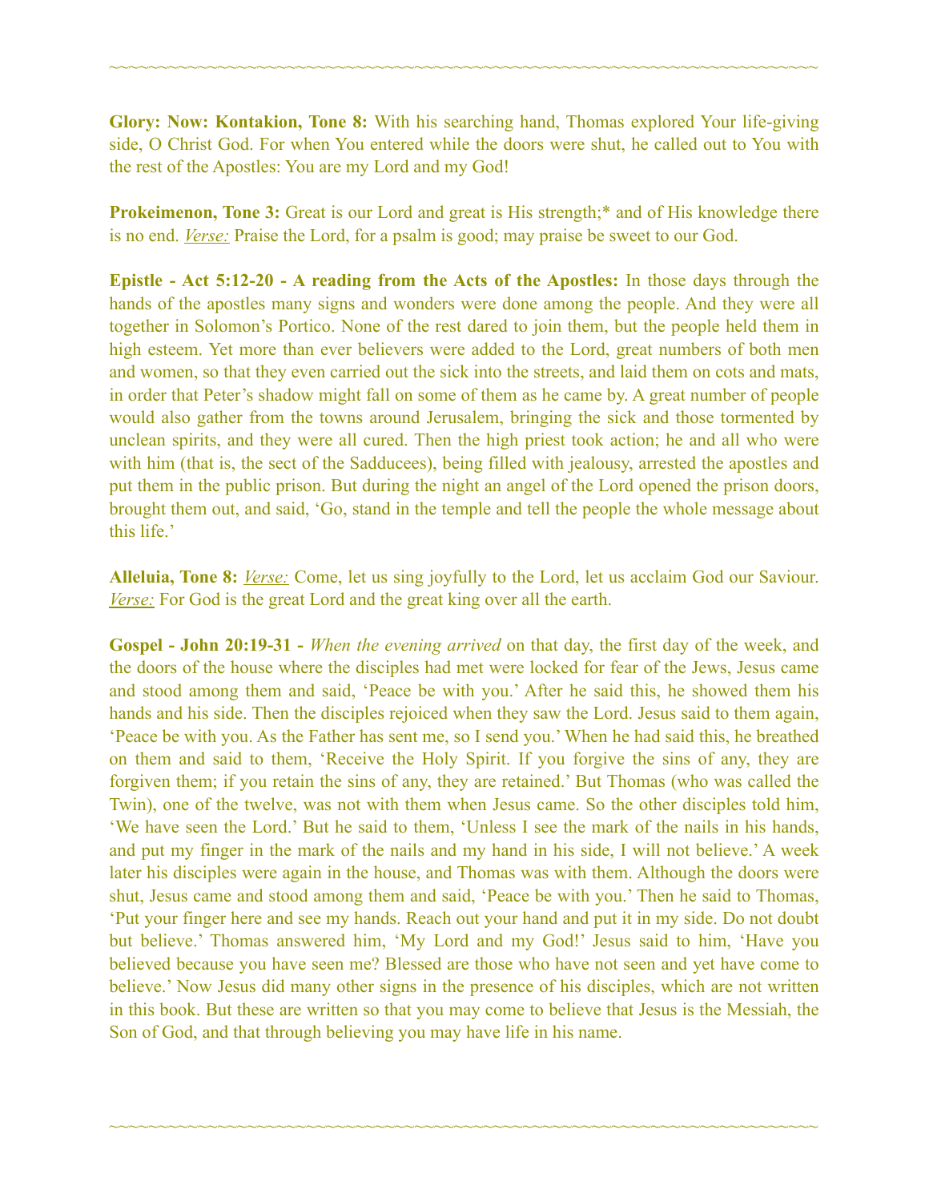~~~~~~~~~~~~~~~~~~~~~~~~~~~~~~~~~~~~~~~~~~~~~~~~~~~~~~~~~~~~~~~~~~~~~~~~~~

**Glory: Now: Kontakion, Tone 8:** With his searching hand, Thomas explored Your life-giving side, O Christ God. For when You entered while the doors were shut, he called out to You with the rest of the Apostles: You are my Lord and my God!

**Prokeimenon, Tone 3:** Great is our Lord and great is His strength;* and of His knowledge there is no end. *Verse:* Praise the Lord, for a psalm is good; may praise be sweet to our God.

**Epistle - Act 5:12-20 - A reading from the Acts of the Apostles:** In those days through the hands of the apostles many signs and wonders were done among the people. And they were all together in Solomon's Portico. None of the rest dared to join them, but the people held them in high esteem. Yet more than ever believers were added to the Lord, great numbers of both men and women, so that they even carried out the sick into the streets, and laid them on cots and mats, in order that Peter's shadow might fall on some of them as he came by. A great number of people would also gather from the towns around Jerusalem, bringing the sick and those tormented by unclean spirits, and they were all cured. Then the high priest took action; he and all who were with him (that is, the sect of the Sadducees), being filled with jealousy, arrested the apostles and put them in the public prison. But during the night an angel of the Lord opened the prison doors, brought them out, and said, 'Go, stand in the temple and tell the people the whole message about this life.'

**Alleluia, Tone 8:** *Verse:* Come, let us sing joyfully to the Lord, let us acclaim God our Saviour. *Verse:* For God is the great Lord and the great king over all the earth.

**Gospel - John 20:19-31 -** *When the evening arrived* on that day, the first day of the week, and the doors of the house where the disciples had met were locked for fear of the Jews, Jesus came and stood among them and said, 'Peace be with you.' After he said this, he showed them his hands and his side. Then the disciples rejoiced when they saw the Lord. Jesus said to them again, 'Peace be with you. As the Father has sent me, so I send you.' When he had said this, he breathed on them and said to them, 'Receive the Holy Spirit. If you forgive the sins of any, they are forgiven them; if you retain the sins of any, they are retained.' But Thomas (who was called the Twin), one of the twelve, was not with them when Jesus came. So the other disciples told him, 'We have seen the Lord.' But he said to them, 'Unless I see the mark of the nails in his hands, and put my finger in the mark of the nails and my hand in his side, I will not believe.' A week later his disciples were again in the house, and Thomas was with them. Although the doors were shut, Jesus came and stood among them and said, 'Peace be with you.' Then he said to Thomas, 'Put your finger here and see my hands. Reach out your hand and put it in my side. Do not doubt but believe.' Thomas answered him, 'My Lord and my God!' Jesus said to him, 'Have you believed because you have seen me? Blessed are those who have not seen and yet have come to believe.' Now Jesus did many other signs in the presence of his disciples, which are not written in this book. But these are written so that you may come to believe that Jesus is the Messiah, the Son of God, and that through believing you may have life in his name.

~~~~~~~~~~~~~~~~~~~~~~~~~~~~~~~~~~~~~~~~~~~~~~~~~~~~~~~~~~~~~~~~~~~~~~~~~~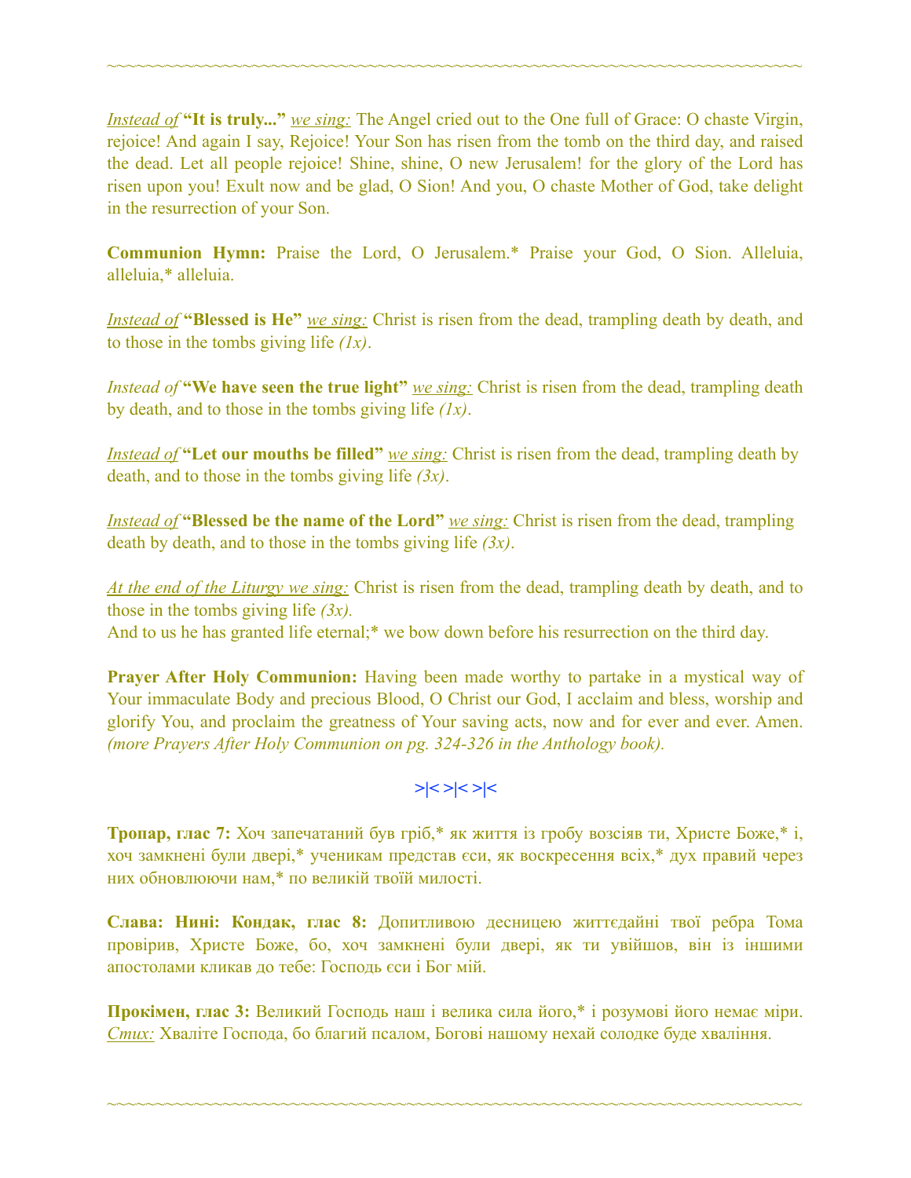~~~~~~~~~~~~~~~~~~~~~~~~~~~~~~~~~~~~~~~~~~~~~~~~~~~~~~~~~~~~~~~~~~~~~~~~~~~

*Instead of* **"It is truly..."** *we sing:* The Angel cried out to the One full of Grace: O chaste Virgin, rejoice! And again I say, Rejoice! Your Son has risen from the tomb on the third day, and raised the dead. Let all people rejoice! Shine, shine, O new Jerusalem! for the glory of the Lord has risen upon you! Exult now and be glad, O Sion! And you, O chaste Mother of God, take delight in the resurrection of your Son.

**Communion Hymn:** Praise the Lord, O Jerusalem.* Praise your God, O Sion. Alleluia, alleluia,* alleluia.

*Instead of* **"Blessed is He"** *we sing:* Christ is risen from the dead, trampling death by death, and to those in the tombs giving life *(1x)*.

*Instead of* **"We have seen the true light"** *we sing:* Christ is risen from the dead, trampling death by death, and to those in the tombs giving life *(1x)*.

*Instead of* **"Let our mouths be filled"** *we sing:* Christ is risen from the dead, trampling death by death, and to those in the tombs giving life *(3x)*.

*Instead of* **"Blessed be the name of the Lord"** *we sing:* Christ is risen from the dead, trampling death by death, and to those in the tombs giving life *(3x)*.

*At the end of the Liturgy we sing:* Christ is risen from the dead, trampling death by death, and to those in the tombs giving life *(3x)*.
And to us he has granted life eternal;* we bow down before his resurrection on the third day.

**Prayer After Holy Communion:** Having been made worthy to partake in a mystical way of Your immaculate Body and precious Blood, O Christ our God, I acclaim and bless, worship and glorify You, and proclaim the greatness of Your saving acts, now and for ever and ever. Amen. *(more Prayers After Holy Communion on pg. 324-326 in the Anthology book).*

>|< >|< >|<

**Тропар, глас 7:** Хоч запечатаний був гріб,* як життя із гробу возсіяв ти, Христе Боже,* і, хоч замкнені були двері,* ученикам представ єси, як воскресення всіх,* дух правий через них обновлюючи нам,* по великій твоїй милості.

**Слава: Нині: Кондак, глас 8:** Допитливою десницею життєдайні твої ребра Тома провірив, Христе Боже, бо, хоч замкнені були двері, як ти увійшов, він із іншими апостолами кликав до тебе: Господь єси і Бог мій.

**Прокімен, глас 3:** Великий Господь наш і велика сила його,* і розумові його немає міри.
*Стих:* Хваліте Господа, бо благий псалом, Богові нашому нехай солодке буде хваління.

~~~~~~~~~~~~~~~~~~~~~~~~~~~~~~~~~~~~~~~~~~~~~~~~~~~~~~~~~~~~~~~~~~~~~~~~~~~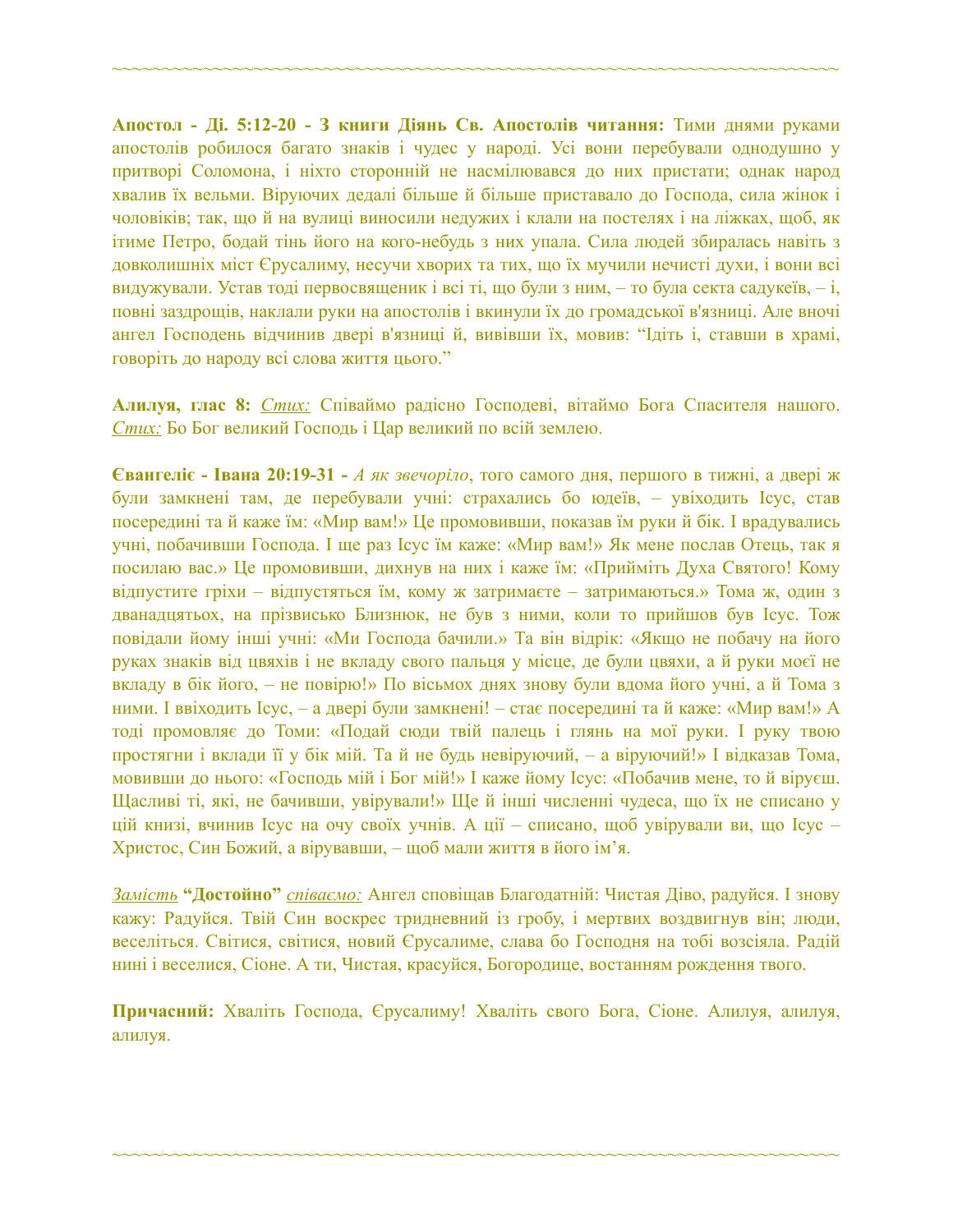~~~~~~~~~~~~~~~~~~~~~~~~~~~~~~~~~~~~~~~~~~~~~~~~~~~~~~~~~~~~~~~~~~~~~~~~~~~~

**Апостол - Ді. 5:12-20 - З книги Діянь Св. Апостолів читання:** Тими днями руками апостолів робилося багато знаків і чудес у народі. Усі вони перебували однодушно у притворі Соломона, і ніхто сторонній не насмілювався до них пристати; однак народ хвалив їх вельми. Віруючих дедалі більше й більше приставало до Господа, сила жінок і чоловіків; так, що й на вулиці виносили недужих і клали на постелях і на ліжках, щоб, як ітиме Петро, бодай тінь його на кого-небудь з них упала. Сила людей збиралась навіть з довколишніх міст Єрусалиму, несучи хворих та тих, що їх мучили нечисті духи, і вони всі видужували. Устав тоді первосвященик і всі ті, що були з ним, – то була секта садукеїв, – і, повні заздрощів, наклали руки на апостолів і вкинули їх до громадської в'язниці. Але вночі ангел Господень відчинив двері в'язниці й, вивівши їх, мовив: "Ідіть і, ставши в храмі, говоріть до народу всі слова життя цього."

**Алилуя, глас 8:** _Стих:_ Співаймо радісно Господеві, вітаймо Бога Спасителя нашого. _Стих:_ Бо Бог великий Господь і Цар великий по всій землею.

**Євангеліє - Івана 20:19-31 -** *А як звечоріло*, того самого дня, першого в тижні, а двері ж були замкнені там, де перебували учні: страхались бо юдеїв, – увіходить Ісус, став посередині та й каже їм: «Мир вам!» Це промовивши, показав їм руки й бік. І врадувались учні, побачивши Господа. І ще раз Ісус їм каже: «Мир вам!» Як мене послав Отець, так я посилаю вас.» Це промовивши, дихнув на них і каже їм: «Прийміть Духа Святого! Кому відпустите гріхи – відпустяться їм, кому ж затримаєте – затримаються.» Тома ж, один з дванадцятьох, на прізвисько Близнюк, не був з ними, коли то прийшов був Ісус. Тож повідали йому інші учні: «Ми Господа бачили.» Та він відрік: «Якщо не побачу на його руках знаків від цвяхів і не вкладу свого пальця у місце, де були цвяхи, а й руки моєї не вкладу в бік його, – не повірю!» По вісьмох днях знову були вдома його учні, а й Тома з ними. І ввіходить Ісус, – а двері були замкнені! – стає посередині та й каже: «Мир вам!» А тоді промовляє до Томи: «Подай сюди твій палець і глянь на мої руки. І руку твою простягни і вклади її у бік мій. Та й не будь невіруючий, – а віруючий!» І відказав Тома, мовивши до нього: «Господь мій і Бог мій!» І каже йому Ісус: «Побачив мене, то й віруєш. Щасливі ті, які, не бачивши, увірували!» Ще й інші численні чудеса, що їх не списано у цій книзі, вчинив Ісус на очу своїх учнів. А ції – списано, щоб увірували ви, що Ісус – Христос, Син Божий, а вірувавши, – щоб мали життя в його ім'я.

_Замість_ **"Достойно"** _співаємо:_ Ангел сповіщав Благодатній: Чистая Діво, радуйся. І знову кажу: Радуйся. Твій Син воскрес тридневний із гробу, і мертвих воздвигнув він; люди, веселіться. Світися, світися, новий Єрусалиме, слава бо Господня на тобі возсіяла. Радій нині і веселися, Сіоне. А ти, Чистая, красуйся, Богородице, востанням рождення твого.

**Причасний:** Хваліть Господа, Єрусалиму! Хваліть свого Бога, Сіоне. Алилуя, алилуя, алилуя.

~~~~~~~~~~~~~~~~~~~~~~~~~~~~~~~~~~~~~~~~~~~~~~~~~~~~~~~~~~~~~~~~~~~~~~~~~~~~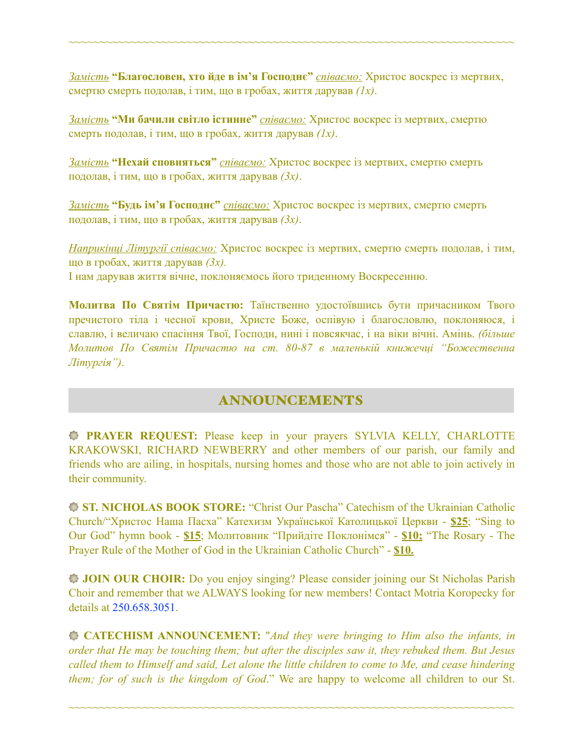*Замість* **"Благословен, хто йде в ім'я Господнє"** *співаємо:* Христос воскрес із мертвих, смертю смерть подолав, і тим, що в гробах, життя дарував *(1x)*.

*Замість* **"Ми бачили світло істинне"** *співаємо:* Христос воскрес із мертвих, смертю смерть подолав, і тим, що в гробах, життя дарував *(1x)*.

*Замість* **"Нехай сповняться"** *співаємо:* Христос воскрес із мертвих, смертю смерть подолав, і тим, що в гробах, життя дарував *(3x)*.

*Замість* **"Будь ім'я Господнє"** *співаємо:* Христос воскрес із мертвих, смертю смерть подолав, і тим, що в гробах, життя дарував *(3x)*.

*Наприкінці Літургії співаємо:* Христос воскрес із мертвих, смертю смерть подолав, і тим, що в гробах, життя дарував *(3x)*.
І нам дарував життя вічне, поклоняємось його триденному Воскресенню.

**Молитва По Святім Причастю:** Таїнственно удостоївшись бути причасником Твого пречистого тіла і чесної крови, Христе Боже, оспівую і благословлю, поклоняюся, і славлю, і величаю спасіння Твої, Господи, нині і повсякчас, і на віки вічні. Амінь. *(більше Молитов По Святім Причастю на ст. 80-87 в маленькій книжечці "Божественна Літургія")*.

## ANNOUNCEMENTS

**PRAYER REQUEST:** Please keep in your prayers SYLVIA KELLY, CHARLOTTE KRAKOWSKI, RICHARD NEWBERRY and other members of our parish, our family and friends who are ailing, in hospitals, nursing homes and those who are not able to join actively in their community.

**ST. NICHOLAS BOOK STORE:** "Christ Our Pascha" Catechism of the Ukrainian Catholic Church/"Христос Наша Пасха" Катехизм Української Католицької Церкви - **$25**; "Sing to Our God" hymn book - **$15**; Молитовник "Прийдіте Поклонімся" - **$10;** "The Rosary - The Prayer Rule of the Mother of God in the Ukrainian Catholic Church" - **$10.**

**JOIN OUR CHOIR:** Do you enjoy singing? Please consider joining our St Nicholas Parish Choir and remember that we ALWAYS looking for new members! Contact Motria Koropecky for details at 250.658.3051.

**CATECHISM ANNOUNCEMENT:** "*And they were bringing to Him also the infants, in order that He may be touching them; but after the disciples saw it, they rebuked them. But Jesus called them to Himself and said, Let alone the little children to come to Me, and cease hindering them; for of such is the kingdom of God*." We are happy to welcome all children to our St.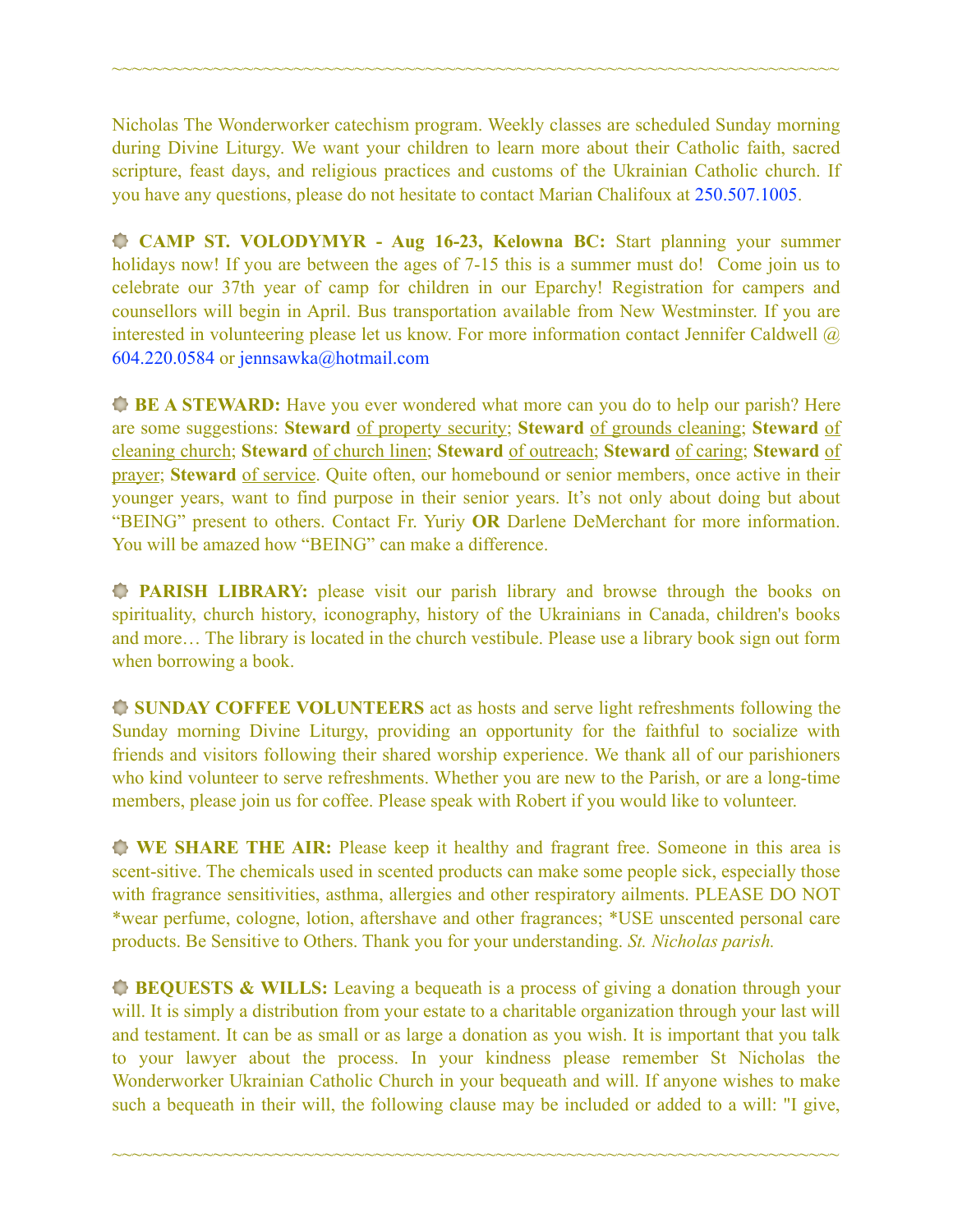Nicholas The Wonderworker catechism program. Weekly classes are scheduled Sunday morning during Divine Liturgy. We want your children to learn more about their Catholic faith, sacred scripture, feast days, and religious practices and customs of the Ukrainian Catholic church. If you have any questions, please do not hesitate to contact Marian Chalifoux at 250.507.1005.

**CAMP ST. VOLODYMYR - Aug 16-23, Kelowna BC:** Start planning your summer holidays now! If you are between the ages of 7-15 this is a summer must do! Come join us to celebrate our 37th year of camp for children in our Eparchy! Registration for campers and counsellors will begin in April. Bus transportation available from New Westminster. If you are interested in volunteering please let us know. For more information contact Jennifer Caldwell @ 604.220.0584 or jennsawka@hotmail.com

**BE A STEWARD:** Have you ever wondered what more can you do to help our parish? Here are some suggestions: **Steward** of property security; **Steward** of grounds cleaning; **Steward** of cleaning church; **Steward** of church linen; **Steward** of outreach; **Steward** of caring; **Steward** of prayer; **Steward** of service. Quite often, our homebound or senior members, once active in their younger years, want to find purpose in their senior years. It's not only about doing but about "BEING" present to others. Contact Fr. Yuriy **OR** Darlene DeMerchant for more information. You will be amazed how "BEING" can make a difference.

**PARISH LIBRARY:** please visit our parish library and browse through the books on spirituality, church history, iconography, history of the Ukrainians in Canada, children's books and more… The library is located in the church vestibule. Please use a library book sign out form when borrowing a book.

**SUNDAY COFFEE VOLUNTEERS** act as hosts and serve light refreshments following the Sunday morning Divine Liturgy, providing an opportunity for the faithful to socialize with friends and visitors following their shared worship experience. We thank all of our parishioners who kind volunteer to serve refreshments. Whether you are new to the Parish, or are a long-time members, please join us for coffee. Please speak with Robert if you would like to volunteer.

**WE SHARE THE AIR:** Please keep it healthy and fragrant free. Someone in this area is scent-sitive. The chemicals used in scented products can make some people sick, especially those with fragrance sensitivities, asthma, allergies and other respiratory ailments. PLEASE DO NOT *wear perfume, cologne, lotion, aftershave and other fragrances; *USE unscented personal care products. Be Sensitive to Others. Thank you for your understanding. *St. Nicholas parish.*

**BEQUESTS & WILLS:** Leaving a bequeath is a process of giving a donation through your will. It is simply a distribution from your estate to a charitable organization through your last will and testament. It can be as small or as large a donation as you wish. It is important that you talk to your lawyer about the process. In your kindness please remember St Nicholas the Wonderworker Ukrainian Catholic Church in your bequeath and will. If anyone wishes to make such a bequeath in their will, the following clause may be included or added to a will: "I give,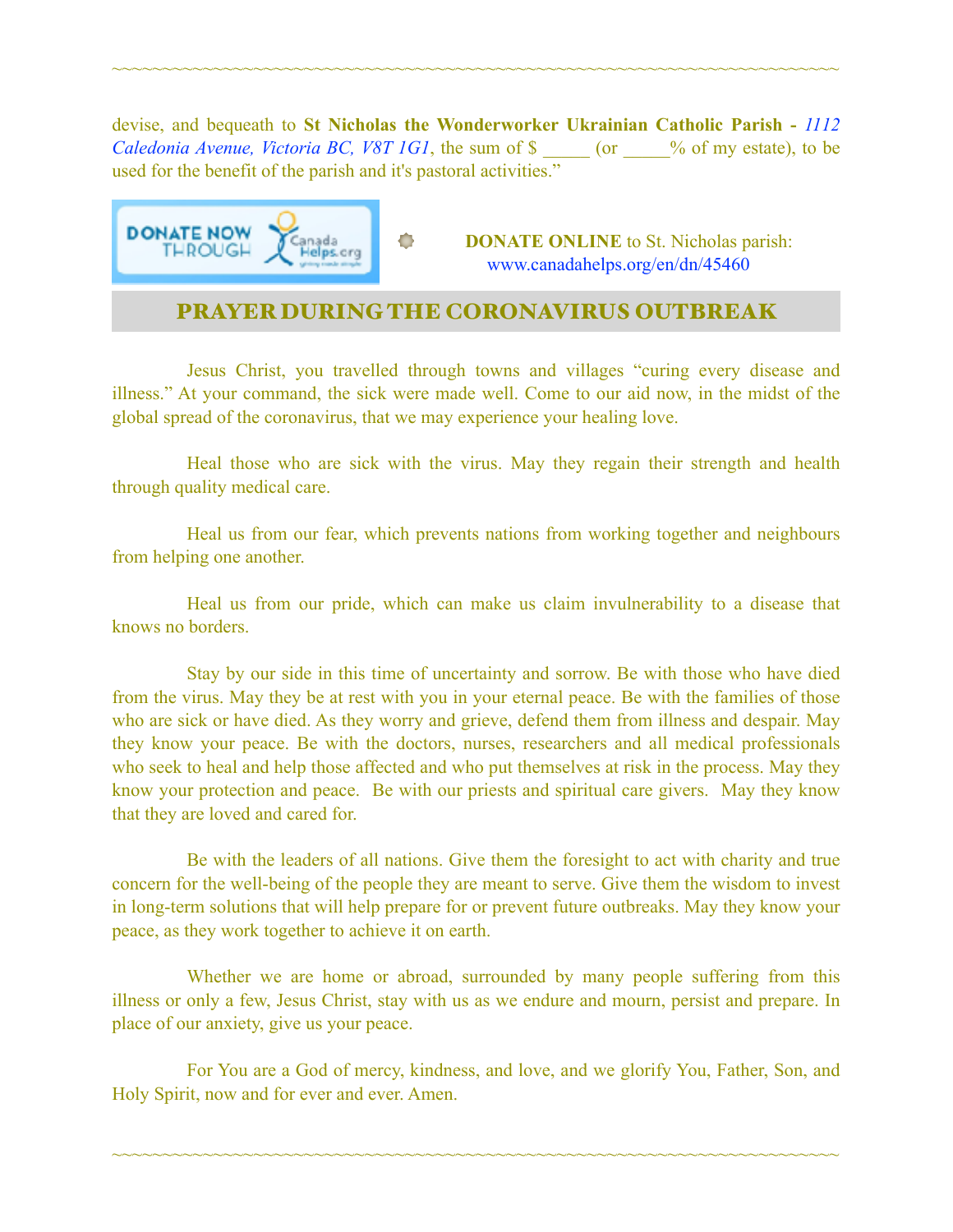devise, and bequeath to **St Nicholas the Wonderworker Ukrainian Catholic Parish -** *1112 Caledonia Avenue, Victoria BC, V8T 1G1*, the sum of $ _____ (or _____% of my estate), to be used for the benefit of the parish and it's pastoral activities."

**DONATE ONLINE** to St. Nicholas parish: www.canadahelps.org/en/dn/45460

## PRAYER DURING THE CORONAVIRUS OUTBREAK

Jesus Christ, you travelled through towns and villages "curing every disease and illness." At your command, the sick were made well. Come to our aid now, in the midst of the global spread of the coronavirus, that we may experience your healing love.

Heal those who are sick with the virus. May they regain their strength and health through quality medical care.

Heal us from our fear, which prevents nations from working together and neighbours from helping one another.

Heal us from our pride, which can make us claim invulnerability to a disease that knows no borders.

Stay by our side in this time of uncertainty and sorrow. Be with those who have died from the virus. May they be at rest with you in your eternal peace. Be with the families of those who are sick or have died. As they worry and grieve, defend them from illness and despair. May they know your peace. Be with the doctors, nurses, researchers and all medical professionals who seek to heal and help those affected and who put themselves at risk in the process. May they know your protection and peace. Be with our priests and spiritual care givers. May they know that they are loved and cared for.

Be with the leaders of all nations. Give them the foresight to act with charity and true concern for the well-being of the people they are meant to serve. Give them the wisdom to invest in long-term solutions that will help prepare for or prevent future outbreaks. May they know your peace, as they work together to achieve it on earth.

Whether we are home or abroad, surrounded by many people suffering from this illness or only a few, Jesus Christ, stay with us as we endure and mourn, persist and prepare. In place of our anxiety, give us your peace.

For You are a God of mercy, kindness, and love, and we glorify You, Father, Son, and Holy Spirit, now and for ever and ever. Amen.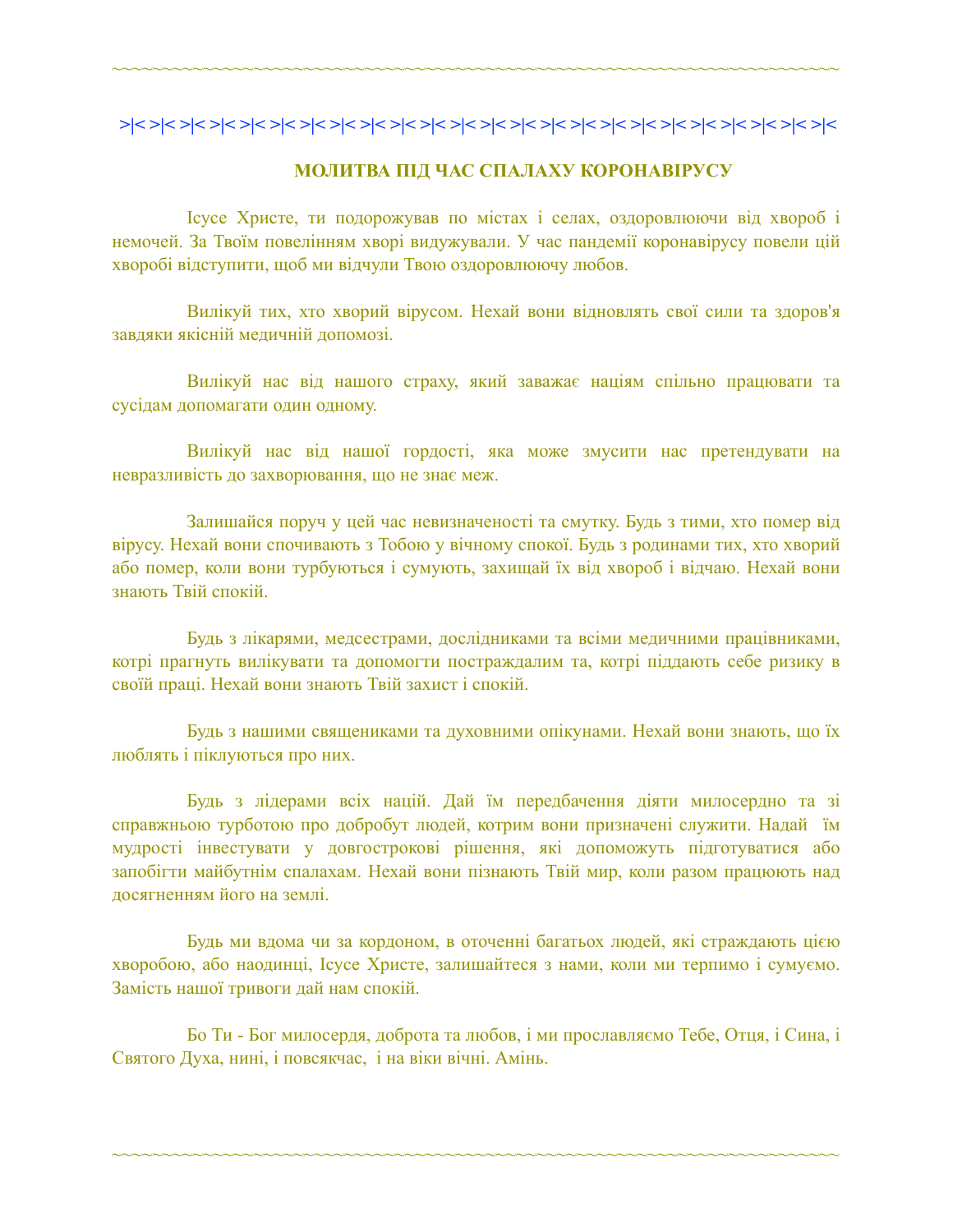~~~~~~~~~~~~~~~~~~~~~~~~~~~~~~~~~~~~~~~~~~~~~~~~~~~~~~~~~~~~~~~~~~~~~~~~~~~~

>|< >|< >|< >|< >|< >|< >|< >|< >|< >|< >|< >|< >|< >|< >|< >|< >|< >|< >|< >|< >|< >|< >|< >|< >|< >|< >|<

## МОЛИТВА ПІД ЧАС СПАЛАХУ КОРОНАВІРУСУ

Ісусе Христе, ти подорожував по містах і селах, оздоровлюючи від хвороб і немочей. За Твоїм повелінням хворі видужували. У час пандемії коронавірусу повели цій хворобі відступити, щоб ми відчули Твою оздоровлюючу любов.

Вилікуй тих, хто хворий вірусом. Нехай вони відновлять свої сили та здоров'я завдяки якісній медичній допомозі.

Вилікуй нас від нашого страху, який заважає націям спільно працювати та сусідам допомагати один одному.

Вилікуй нас від нашої гордості, яка може змусити нас претендувати на невразливість до захворювання, що не знає меж.

Залишайся поруч у цей час невизначеності та смутку. Будь з тими, хто помер від вірусу. Нехай вони спочивають з Тобою у вічному спокої. Будь з родинами тих, хто хворий або помер, коли вони турбуються і сумують, захищай їх від хвороб і відчаю. Нехай вони знають Твій спокій.

Будь з лікарями, медсестрами, дослідниками та всіми медичними працівниками, котрі прагнуть вилікувати та допомогти постраждалим та, котрі піддають себе ризику в своїй праці. Нехай вони знають Твій захист і спокій.

Будь з нашими священиками та духовними опікунами. Нехай вони знають, що їх люблять і піклуються про них.

Будь з лідерами всіх націй. Дай їм передбачення діяти милосердно та зі справжньою турботою про добробут людей, котрим вони призначені служити. Надай їм мудрості інвестувати у довгострокові рішення, які допоможуть підготуватися або запобігти майбутнім спалахам. Нехай вони пізнають Твій мир, коли разом працюють над досягненням його на землі.

Будь ми вдома чи за кордоном, в оточенні багатьох людей, які страждають цією хворобою, або наодинці, Ісусе Христе, залишайтеся з нами, коли ми терпимо і сумуємо. Замість нашої тривоги дай нам спокій.

Бо Ти - Бог милосердя, доброта та любов, і ми прославляємо Тебе, Отця, і Сина, і Святого Духа, нині, і повсякчас, і на віки вічні. Амінь.

~~~~~~~~~~~~~~~~~~~~~~~~~~~~~~~~~~~~~~~~~~~~~~~~~~~~~~~~~~~~~~~~~~~~~~~~~~~~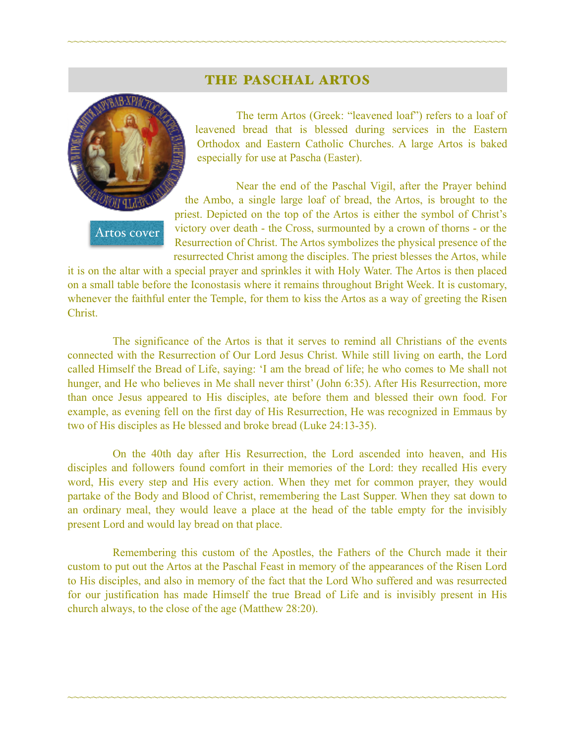## THE PASCHAL ARTOS

Artos cover

The term Artos (Greek: "leavened loaf") refers to a loaf of leavened bread that is blessed during services in the Eastern Orthodox and Eastern Catholic Churches. A large Artos is baked especially for use at Pascha (Easter).

Near the end of the Paschal Vigil, after the Prayer behind the Ambo, a single large loaf of bread, the Artos, is brought to the priest. Depicted on the top of the Artos is either the symbol of Christ's victory over death - the Cross, surmounted by a crown of thorns - or the Resurrection of Christ. The Artos symbolizes the physical presence of the resurrected Christ among the disciples. The priest blesses the Artos, while it is on the altar with a special prayer and sprinkles it with Holy Water. The Artos is then placed on a small table before the Iconostasis where it remains throughout Bright Week. It is customary, whenever the faithful enter the Temple, for them to kiss the Artos as a way of greeting the Risen Christ.

The significance of the Artos is that it serves to remind all Christians of the events connected with the Resurrection of Our Lord Jesus Christ. While still living on earth, the Lord called Himself the Bread of Life, saying: 'I am the bread of life; he who comes to Me shall not hunger, and He who believes in Me shall never thirst' (John 6:35). After His Resurrection, more than once Jesus appeared to His disciples, ate before them and blessed their own food. For example, as evening fell on the first day of His Resurrection, He was recognized in Emmaus by two of His disciples as He blessed and broke bread (Luke 24:13-35).

On the 40th day after His Resurrection, the Lord ascended into heaven, and His disciples and followers found comfort in their memories of the Lord: they recalled His every word, His every step and His every action. When they met for common prayer, they would partake of the Body and Blood of Christ, remembering the Last Supper. When they sat down to an ordinary meal, they would leave a place at the head of the table empty for the invisibly present Lord and would lay bread on that place.

Remembering this custom of the Apostles, the Fathers of the Church made it their custom to put out the Artos at the Paschal Feast in memory of the appearances of the Risen Lord to His disciples, and also in memory of the fact that the Lord Who suffered and was resurrected for our justification has made Himself the true Bread of Life and is invisibly present in His church always, to the close of the age (Matthew 28:20).